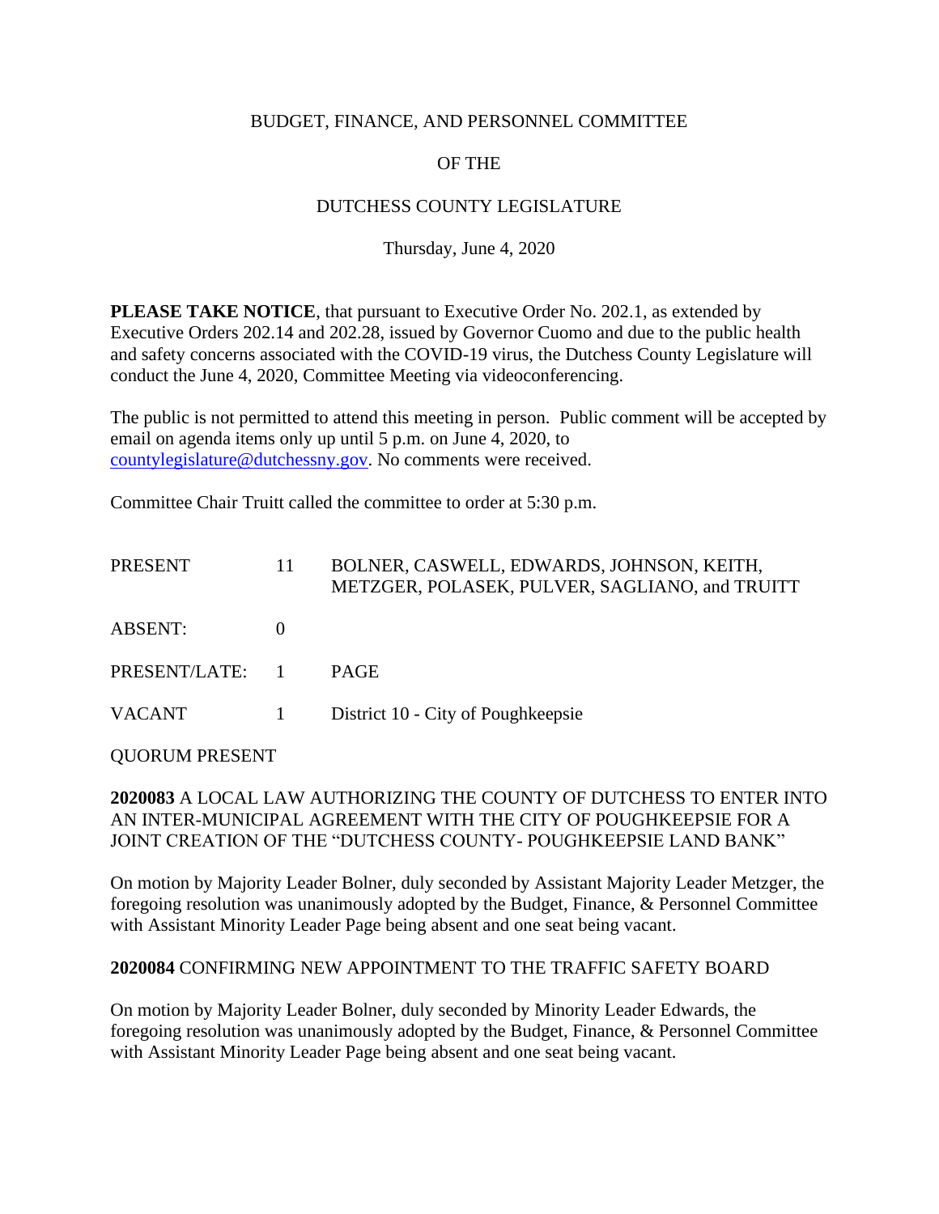BUDGET, FINANCE, AND PERSONNEL COMMITTEE

OF THE

DUTCHESS COUNTY LEGISLATURE

Thursday, June 4, 2020

**PLEASE TAKE NOTICE**, that pursuant to Executive Order No. 202.1, as extended by Executive Orders 202.14 and 202.28, issued by Governor Cuomo and due to the public health and safety concerns associated with the COVID-19 virus, the Dutchess County Legislature will conduct the June 4, 2020, Committee Meeting via videoconferencing.

The public is not permitted to attend this meeting in person. Public comment will be accepted by email on agenda items only up until 5 p.m. on June 4, 2020, to countylegislature@dutchessny.gov. No comments were received.

Committee Chair Truitt called the committee to order at 5:30 p.m.

| | | |
|---|---|---|
| PRESENT | 11 | BOLNER, CASWELL, EDWARDS, JOHNSON, KEITH, METZGER, POLASEK, PULVER, SAGLIANO, and TRUITT |
| ABSENT: | 0 | |
| PRESENT/LATE: | 1 | PAGE |
| VACANT | 1 | District 10 - City of Poughkeepsie |

QUORUM PRESENT

**2020083** A LOCAL LAW AUTHORIZING THE COUNTY OF DUTCHESS TO ENTER INTO AN INTER-MUNICIPAL AGREEMENT WITH THE CITY OF POUGHKEEPSIE FOR A JOINT CREATION OF THE "DUTCHESS COUNTY- POUGHKEEPSIE LAND BANK"

On motion by Majority Leader Bolner, duly seconded by Assistant Majority Leader Metzger, the foregoing resolution was unanimously adopted by the Budget, Finance, & Personnel Committee with Assistant Minority Leader Page being absent and one seat being vacant.

**2020084** CONFIRMING NEW APPOINTMENT TO THE TRAFFIC SAFETY BOARD

On motion by Majority Leader Bolner, duly seconded by Minority Leader Edwards, the foregoing resolution was unanimously adopted by the Budget, Finance, & Personnel Committee with Assistant Minority Leader Page being absent and one seat being vacant.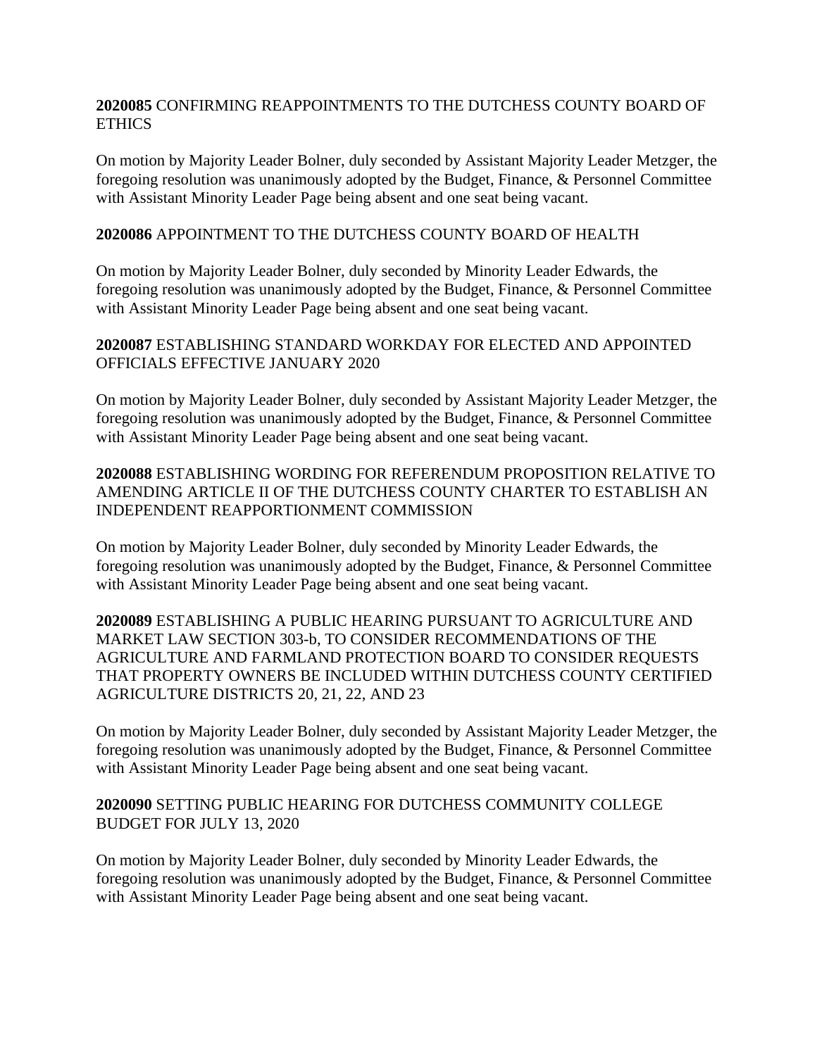**2020085** CONFIRMING REAPPOINTMENTS TO THE DUTCHESS COUNTY BOARD OF ETHICS

On motion by Majority Leader Bolner, duly seconded by Assistant Majority Leader Metzger, the foregoing resolution was unanimously adopted by the Budget, Finance, & Personnel Committee with Assistant Minority Leader Page being absent and one seat being vacant.

**2020086** APPOINTMENT TO THE DUTCHESS COUNTY BOARD OF HEALTH

On motion by Majority Leader Bolner, duly seconded by Minority Leader Edwards, the foregoing resolution was unanimously adopted by the Budget, Finance, & Personnel Committee with Assistant Minority Leader Page being absent and one seat being vacant.

**2020087** ESTABLISHING STANDARD WORKDAY FOR ELECTED AND APPOINTED OFFICIALS EFFECTIVE JANUARY 2020

On motion by Majority Leader Bolner, duly seconded by Assistant Majority Leader Metzger, the foregoing resolution was unanimously adopted by the Budget, Finance, & Personnel Committee with Assistant Minority Leader Page being absent and one seat being vacant.

**2020088** ESTABLISHING WORDING FOR REFERENDUM PROPOSITION RELATIVE TO AMENDING ARTICLE II OF THE DUTCHESS COUNTY CHARTER TO ESTABLISH AN INDEPENDENT REAPPORTIONMENT COMMISSION

On motion by Majority Leader Bolner, duly seconded by Minority Leader Edwards, the foregoing resolution was unanimously adopted by the Budget, Finance, & Personnel Committee with Assistant Minority Leader Page being absent and one seat being vacant.

**2020089** ESTABLISHING A PUBLIC HEARING PURSUANT TO AGRICULTURE AND MARKET LAW SECTION 303-b, TO CONSIDER RECOMMENDATIONS OF THE AGRICULTURE AND FARMLAND PROTECTION BOARD TO CONSIDER REQUESTS THAT PROPERTY OWNERS BE INCLUDED WITHIN DUTCHESS COUNTY CERTIFIED AGRICULTURE DISTRICTS 20, 21, 22, AND 23

On motion by Majority Leader Bolner, duly seconded by Assistant Majority Leader Metzger, the foregoing resolution was unanimously adopted by the Budget, Finance, & Personnel Committee with Assistant Minority Leader Page being absent and one seat being vacant.

**2020090** SETTING PUBLIC HEARING FOR DUTCHESS COMMUNITY COLLEGE BUDGET FOR JULY 13, 2020

On motion by Majority Leader Bolner, duly seconded by Minority Leader Edwards, the foregoing resolution was unanimously adopted by the Budget, Finance, & Personnel Committee with Assistant Minority Leader Page being absent and one seat being vacant.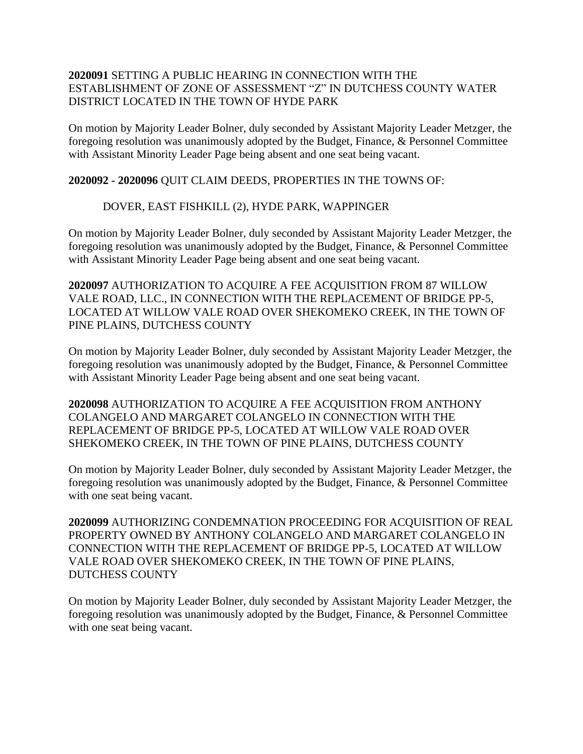**2020091** SETTING A PUBLIC HEARING IN CONNECTION WITH THE ESTABLISHMENT OF ZONE OF ASSESSMENT "Z" IN DUTCHESS COUNTY WATER DISTRICT LOCATED IN THE TOWN OF HYDE PARK

On motion by Majority Leader Bolner, duly seconded by Assistant Majority Leader Metzger, the foregoing resolution was unanimously adopted by the Budget, Finance, & Personnel Committee with Assistant Minority Leader Page being absent and one seat being vacant.

**2020092 - 2020096** QUIT CLAIM DEEDS, PROPERTIES IN THE TOWNS OF:

DOVER, EAST FISHKILL (2), HYDE PARK, WAPPINGER

On motion by Majority Leader Bolner, duly seconded by Assistant Majority Leader Metzger, the foregoing resolution was unanimously adopted by the Budget, Finance, & Personnel Committee with Assistant Minority Leader Page being absent and one seat being vacant.

**2020097** AUTHORIZATION TO ACQUIRE A FEE ACQUISITION FROM 87 WILLOW VALE ROAD, LLC., IN CONNECTION WITH THE REPLACEMENT OF BRIDGE PP-5, LOCATED AT WILLOW VALE ROAD OVER SHEKOMEKO CREEK, IN THE TOWN OF PINE PLAINS, DUTCHESS COUNTY

On motion by Majority Leader Bolner, duly seconded by Assistant Majority Leader Metzger, the foregoing resolution was unanimously adopted by the Budget, Finance, & Personnel Committee with Assistant Minority Leader Page being absent and one seat being vacant.

**2020098** AUTHORIZATION TO ACQUIRE A FEE ACQUISITION FROM ANTHONY COLANGELO AND MARGARET COLANGELO IN CONNECTION WITH THE REPLACEMENT OF BRIDGE PP-5, LOCATED AT WILLOW VALE ROAD OVER SHEKOMEKO CREEK, IN THE TOWN OF PINE PLAINS, DUTCHESS COUNTY

On motion by Majority Leader Bolner, duly seconded by Assistant Majority Leader Metzger, the foregoing resolution was unanimously adopted by the Budget, Finance, & Personnel Committee with one seat being vacant.

**2020099** AUTHORIZING CONDEMNATION PROCEEDING FOR ACQUISITION OF REAL PROPERTY OWNED BY ANTHONY COLANGELO AND MARGARET COLANGELO IN CONNECTION WITH THE REPLACEMENT OF BRIDGE PP-5, LOCATED AT WILLOW VALE ROAD OVER SHEKOMEKO CREEK, IN THE TOWN OF PINE PLAINS, DUTCHESS COUNTY

On motion by Majority Leader Bolner, duly seconded by Assistant Majority Leader Metzger, the foregoing resolution was unanimously adopted by the Budget, Finance, & Personnel Committee with one seat being vacant.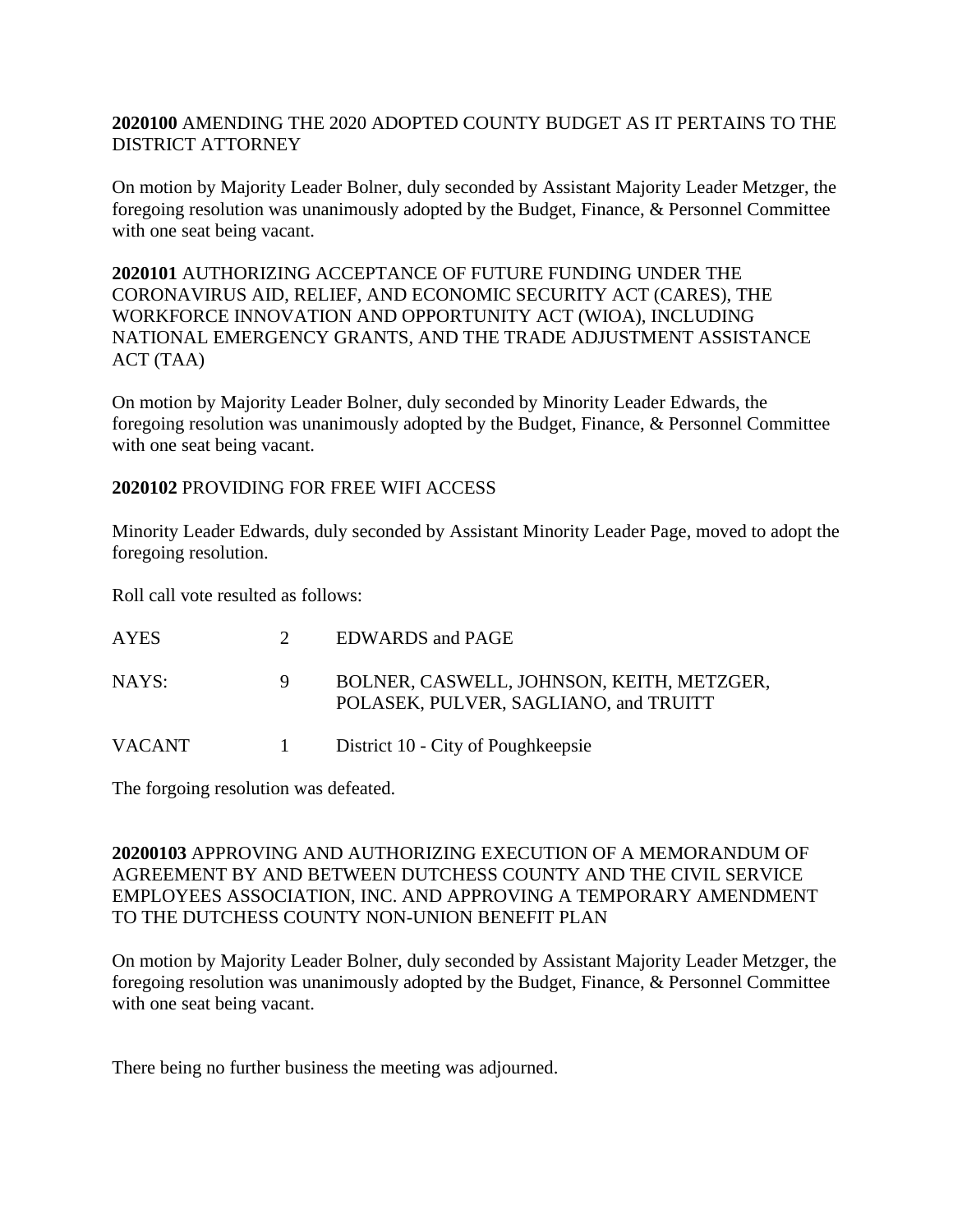**2020100** AMENDING THE 2020 ADOPTED COUNTY BUDGET AS IT PERTAINS TO THE DISTRICT ATTORNEY

On motion by Majority Leader Bolner, duly seconded by Assistant Majority Leader Metzger, the foregoing resolution was unanimously adopted by the Budget, Finance, & Personnel Committee with one seat being vacant.

**2020101** AUTHORIZING ACCEPTANCE OF FUTURE FUNDING UNDER THE CORONAVIRUS AID, RELIEF, AND ECONOMIC SECURITY ACT (CARES), THE WORKFORCE INNOVATION AND OPPORTUNITY ACT (WIOA), INCLUDING NATIONAL EMERGENCY GRANTS, AND THE TRADE ADJUSTMENT ASSISTANCE ACT (TAA)

On motion by Majority Leader Bolner, duly seconded by Minority Leader Edwards, the foregoing resolution was unanimously adopted by the Budget, Finance, & Personnel Committee with one seat being vacant.

**2020102** PROVIDING FOR FREE WIFI ACCESS

Minority Leader Edwards, duly seconded by Assistant Minority Leader Page, moved to adopt the foregoing resolution.

Roll call vote resulted as follows:

| | | |
|---|---|---|
| AYES | 2 | EDWARDS and PAGE |
| NAYS: | 9 | BOLNER, CASWELL, JOHNSON, KEITH, METZGER, POLASEK, PULVER, SAGLIANO, and TRUITT |
| VACANT | 1 | District 10 - City of Poughkeepsie |

The forgoing resolution was defeated.

**20200103** APPROVING AND AUTHORIZING EXECUTION OF A MEMORANDUM OF AGREEMENT BY AND BETWEEN DUTCHESS COUNTY AND THE CIVIL SERVICE EMPLOYEES ASSOCIATION, INC. AND APPROVING A TEMPORARY AMENDMENT TO THE DUTCHESS COUNTY NON-UNION BENEFIT PLAN

On motion by Majority Leader Bolner, duly seconded by Assistant Majority Leader Metzger, the foregoing resolution was unanimously adopted by the Budget, Finance, & Personnel Committee with one seat being vacant.

There being no further business the meeting was adjourned.